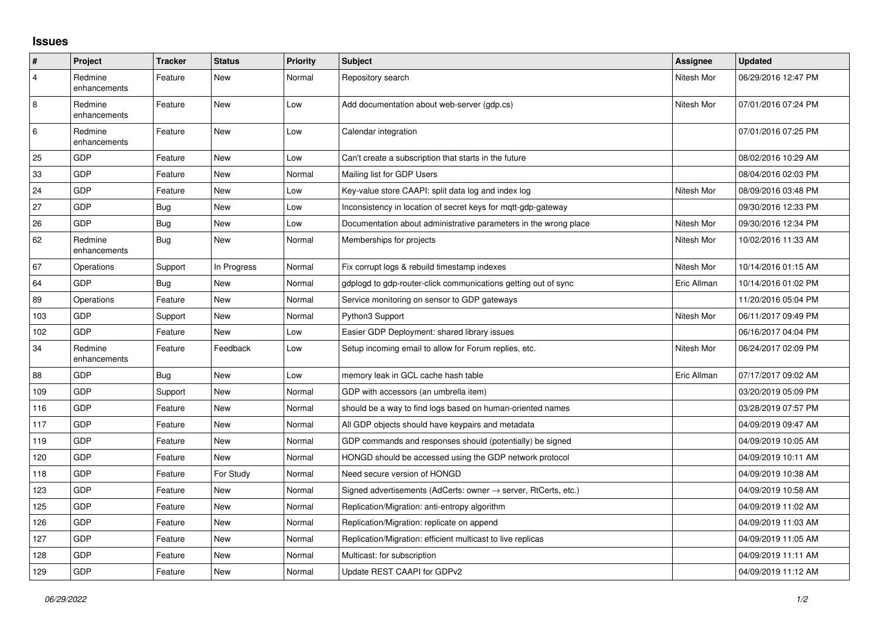# Issues

| # | Project | Tracker | Status | Priority | Subject | Assignee | Updated |
|---|---|---|---|---|---|---|---|
| 4 | Redmine enhancements | Feature | New | Normal | Repository search | Nitesh Mor | 06/29/2016 12:47 PM |
| 8 | Redmine enhancements | Feature | New | Low | Add documentation about web-server (gdp.cs) | Nitesh Mor | 07/01/2016 07:24 PM |
| 6 | Redmine enhancements | Feature | New | Low | Calendar integration | | 07/01/2016 07:25 PM |
| 25 | GDP | Feature | New | Low | Can't create a subscription that starts in the future | | 08/02/2016 10:29 AM |
| 33 | GDP | Feature | New | Normal | Mailing list for GDP Users | | 08/04/2016 02:03 PM |
| 24 | GDP | Feature | New | Low | Key-value store CAAPI: split data log and index log | Nitesh Mor | 08/09/2016 03:48 PM |
| 27 | GDP | Bug | New | Low | Inconsistency in location of secret keys for mqtt-gdp-gateway | | 09/30/2016 12:33 PM |
| 26 | GDP | Bug | New | Low | Documentation about administrative parameters in the wrong place | Nitesh Mor | 09/30/2016 12:34 PM |
| 62 | Redmine enhancements | Bug | New | Normal | Memberships for projects | Nitesh Mor | 10/02/2016 11:33 AM |
| 67 | Operations | Support | In Progress | Normal | Fix corrupt logs & rebuild timestamp indexes | Nitesh Mor | 10/14/2016 01:15 AM |
| 64 | GDP | Bug | New | Normal | gdplogd to gdp-router-click communications getting out of sync | Eric Allman | 10/14/2016 01:02 PM |
| 89 | Operations | Feature | New | Normal | Service monitoring on sensor to GDP gateways | | 11/20/2016 05:04 PM |
| 103 | GDP | Support | New | Normal | Python3 Support | Nitesh Mor | 06/11/2017 09:49 PM |
| 102 | GDP | Feature | New | Low | Easier GDP Deployment: shared library issues | | 06/16/2017 04:04 PM |
| 34 | Redmine enhancements | Feature | Feedback | Low | Setup incoming email to allow for Forum replies, etc. | Nitesh Mor | 06/24/2017 02:09 PM |
| 88 | GDP | Bug | New | Low | memory leak in GCL cache hash table | Eric Allman | 07/17/2017 09:02 AM |
| 109 | GDP | Support | New | Normal | GDP with accessors (an umbrella item) | | 03/20/2019 05:09 PM |
| 116 | GDP | Feature | New | Normal | should be a way to find logs based on human-oriented names | | 03/28/2019 07:57 PM |
| 117 | GDP | Feature | New | Normal | All GDP objects should have keypairs and metadata | | 04/09/2019 09:47 AM |
| 119 | GDP | Feature | New | Normal | GDP commands and responses should (potentially) be signed | | 04/09/2019 10:05 AM |
| 120 | GDP | Feature | New | Normal | HONGD should be accessed using the GDP network protocol | | 04/09/2019 10:11 AM |
| 118 | GDP | Feature | For Study | Normal | Need secure version of HONGD | | 04/09/2019 10:38 AM |
| 123 | GDP | Feature | New | Normal | Signed advertisements (AdCerts: owner → server, RtCerts, etc.) | | 04/09/2019 10:58 AM |
| 125 | GDP | Feature | New | Normal | Replication/Migration: anti-entropy algorithm | | 04/09/2019 11:02 AM |
| 126 | GDP | Feature | New | Normal | Replication/Migration: replicate on append | | 04/09/2019 11:03 AM |
| 127 | GDP | Feature | New | Normal | Replication/Migration: efficient multicast to live replicas | | 04/09/2019 11:05 AM |
| 128 | GDP | Feature | New | Normal | Multicast: for subscription | | 04/09/2019 11:11 AM |
| 129 | GDP | Feature | New | Normal | Update REST CAAPI for GDPv2 | | 04/09/2019 11:12 AM |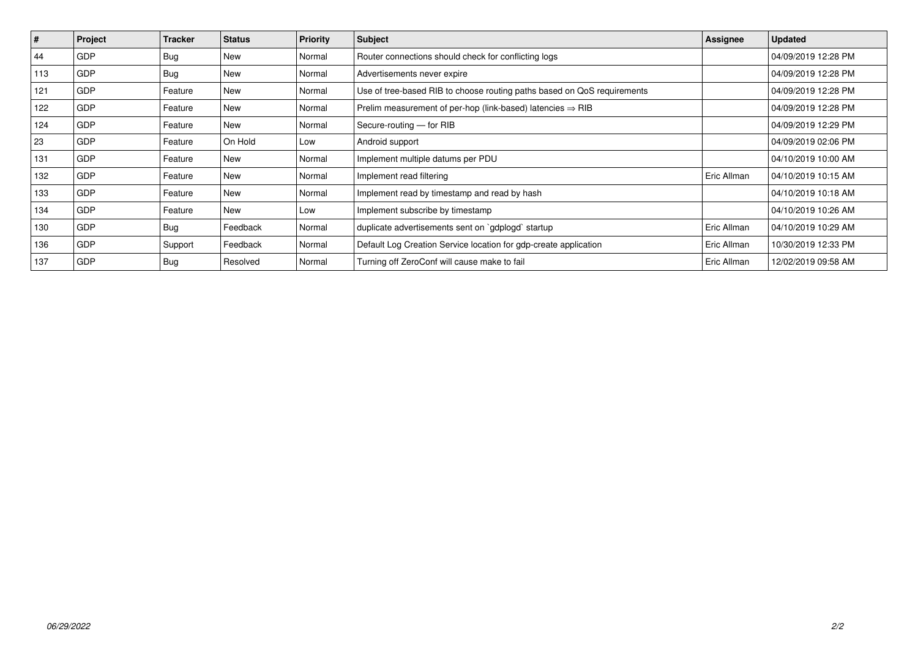| # | Project | Tracker | Status | Priority | Subject | Assignee | Updated |
|---|---|---|---|---|---|---|---|
| 44 | GDP | Bug | New | Normal | Router connections should check for conflicting logs | | 04/09/2019 12:28 PM |
| 113 | GDP | Bug | New | Normal | Advertisements never expire | | 04/09/2019 12:28 PM |
| 121 | GDP | Feature | New | Normal | Use of tree-based RIB to choose routing paths based on QoS requirements | | 04/09/2019 12:28 PM |
| 122 | GDP | Feature | New | Normal | Prelim measurement of per-hop (link-based) latencies ⇒ RIB | | 04/09/2019 12:28 PM |
| 124 | GDP | Feature | New | Normal | Secure-routing — for RIB | | 04/09/2019 12:29 PM |
| 23 | GDP | Feature | On Hold | Low | Android support | | 04/09/2019 02:06 PM |
| 131 | GDP | Feature | New | Normal | Implement multiple datums per PDU | | 04/10/2019 10:00 AM |
| 132 | GDP | Feature | New | Normal | Implement read filtering | Eric Allman | 04/10/2019 10:15 AM |
| 133 | GDP | Feature | New | Normal | Implement read by timestamp and read by hash | | 04/10/2019 10:18 AM |
| 134 | GDP | Feature | New | Low | Implement subscribe by timestamp | | 04/10/2019 10:26 AM |
| 130 | GDP | Bug | Feedback | Normal | duplicate advertisements sent on `gdplogd` startup | Eric Allman | 04/10/2019 10:29 AM |
| 136 | GDP | Support | Feedback | Normal | Default Log Creation Service location for gdp-create application | Eric Allman | 10/30/2019 12:33 PM |
| 137 | GDP | Bug | Resolved | Normal | Turning off ZeroConf will cause make to fail | Eric Allman | 12/02/2019 09:58 AM |